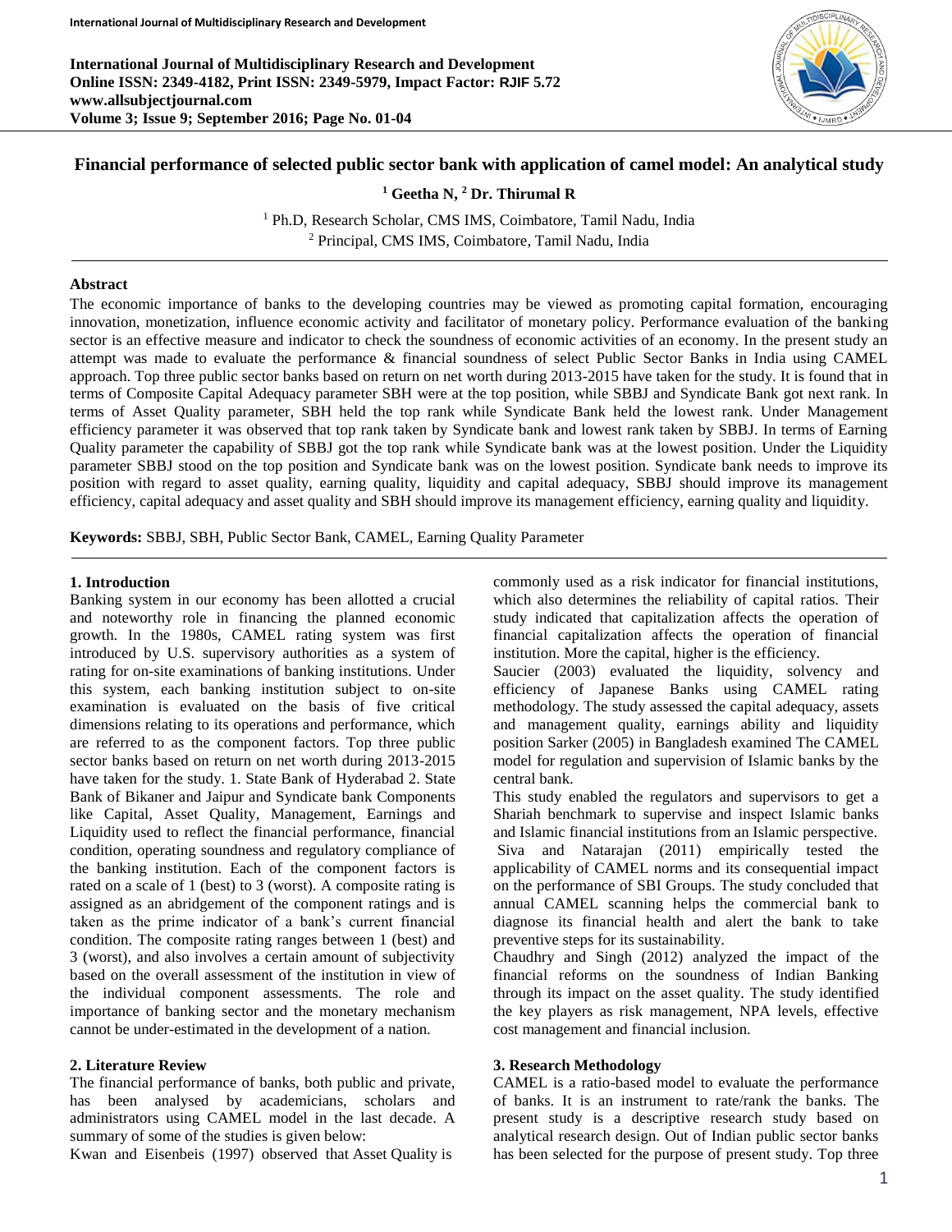# Financial performance of selected public sector bank with application of camel model: An analytical study

**[1] Geetha N, [2] Dr. Thirumal R**

[1] Ph.D, Research Scholar, CMS IMS, Coimbatore, Tamil Nadu, India
[2] Principal, CMS IMS, Coimbatore, Tamil Nadu, India

## Abstract

The economic importance of banks to the developing countries may be viewed as promoting capital formation, encouraging innovation, monetization, influence economic activity and facilitator of monetary policy. Performance evaluation of the banking sector is an effective measure and indicator to check the soundness of economic activities of an economy. In the present study an attempt was made to evaluate the performance & financial soundness of select Public Sector Banks in India using CAMEL approach. Top three public sector banks based on return on net worth during 2013-2015 have taken for the study. It is found that in terms of Composite Capital Adequacy parameter SBH were at the top position, while SBBJ and Syndicate Bank got next rank. In terms of Asset Quality parameter, SBH held the top rank while Syndicate Bank held the lowest rank. Under Management efficiency parameter it was observed that top rank taken by Syndicate bank and lowest rank taken by SBBJ. In terms of Earning Quality parameter the capability of SBBJ got the top rank while Syndicate bank was at the lowest position. Under the Liquidity parameter SBBJ stood on the top position and Syndicate bank was on the lowest position. Syndicate bank needs to improve its position with regard to asset quality, earning quality, liquidity and capital adequacy, SBBJ should improve its management efficiency, capital adequacy and asset quality and SBH should improve its management efficiency, earning quality and liquidity.

**Keywords:** SBBJ, SBH, Public Sector Bank, CAMEL, Earning Quality Parameter

## 1. Introduction

Banking system in our economy has been allotted a crucial and noteworthy role in financing the planned economic growth. In the 1980s, CAMEL rating system was first introduced by U.S. supervisory authorities as a system of rating for on-site examinations of banking institutions. Under this system, each banking institution subject to on-site examination is evaluated on the basis of five critical dimensions relating to its operations and performance, which are referred to as the component factors. Top three public sector banks based on return on net worth during 2013-2015 have taken for the study. 1. State Bank of Hyderabad 2. State Bank of Bikaner and Jaipur and Syndicate bank Components like Capital, Asset Quality, Management, Earnings and Liquidity used to reflect the financial performance, financial condition, operating soundness and regulatory compliance of the banking institution. Each of the component factors is rated on a scale of 1 (best) to 3 (worst). A composite rating is assigned as an abridgement of the component ratings and is taken as the prime indicator of a bank's current financial condition. The composite rating ranges between 1 (best) and 3 (worst), and also involves a certain amount of subjectivity based on the overall assessment of the institution in view of the individual component assessments. The role and importance of banking sector and the monetary mechanism cannot be under-estimated in the development of a nation.

## 2. Literature Review

The financial performance of banks, both public and private, has been analysed by academicians, scholars and administrators using CAMEL model in the last decade. A summary of some of the studies is given below:

Kwan and Eisenbeis (1997) observed that Asset Quality is commonly used as a risk indicator for financial institutions, which also determines the reliability of capital ratios. Their study indicated that capitalization affects the operation of financial capitalization affects the operation of financial institution. More the capital, higher is the efficiency.

Saucier (2003) evaluated the liquidity, solvency and efficiency of Japanese Banks using CAMEL rating methodology. The study assessed the capital adequacy, assets and management quality, earnings ability and liquidity position Sarker (2005) in Bangladesh examined The CAMEL model for regulation and supervision of Islamic banks by the central bank.

This study enabled the regulators and supervisors to get a Shariah benchmark to supervise and inspect Islamic banks and Islamic financial institutions from an Islamic perspective.

Siva and Natarajan (2011) empirically tested the applicability of CAMEL norms and its consequential impact on the performance of SBI Groups. The study concluded that annual CAMEL scanning helps the commercial bank to diagnose its financial health and alert the bank to take preventive steps for its sustainability.

Chaudhry and Singh (2012) analyzed the impact of the financial reforms on the soundness of Indian Banking through its impact on the asset quality. The study identified the key players as risk management, NPA levels, effective cost management and financial inclusion.

## 3. Research Methodology

CAMEL is a ratio-based model to evaluate the performance of banks. It is an instrument to rate/rank the banks. The present study is a descriptive research study based on analytical research design. Out of Indian public sector banks has been selected for the purpose of present study. Top three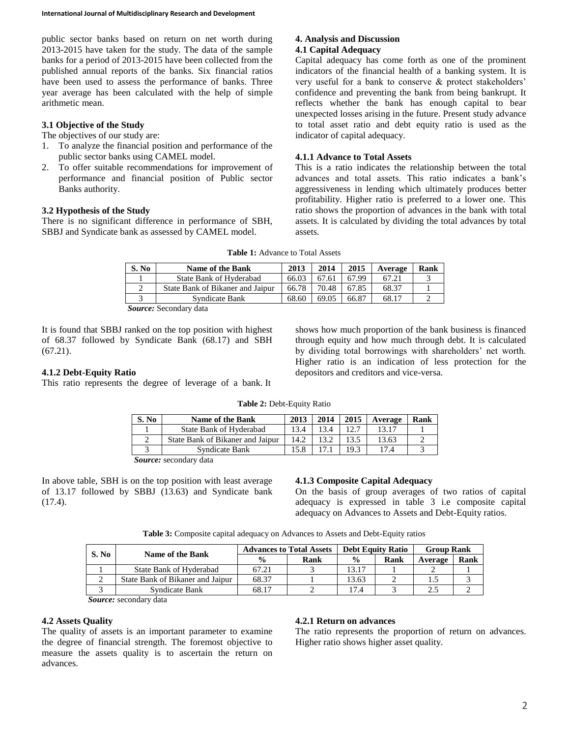public sector banks based on return on net worth during 2013-2015 have taken for the study. The data of the sample banks for a period of 2013-2015 have been collected from the published annual reports of the banks. Six financial ratios have been used to assess the performance of banks. Three year average has been calculated with the help of simple arithmetic mean.

### 3.1 Objective of the Study

The objectives of our study are:

1. To analyze the financial position and performance of the public sector banks using CAMEL model.
2. To offer suitable recommendations for improvement of performance and financial position of Public sector Banks authority.

### 3.2 Hypothesis of the Study

There is no significant difference in performance of SBH, SBBJ and Syndicate bank as assessed by CAMEL model.

## 4. Analysis and Discussion

### 4.1 Capital Adequacy

Capital adequacy has come forth as one of the prominent indicators of the financial health of a banking system. It is very useful for a bank to conserve & protect stakeholders' confidence and preventing the bank from being bankrupt. It reflects whether the bank has enough capital to bear unexpected losses arising in the future. Present study advance to total asset ratio and debt equity ratio is used as the indicator of capital adequacy.

#### 4.1.1 Advance to Total Assets

This is a ratio indicates the relationship between the total advances and total assets. This ratio indicates a bank's aggressiveness in lending which ultimately produces better profitability. Higher ratio is preferred to a lower one. This ratio shows the proportion of advances in the bank with total assets. It is calculated by dividing the total advances by total assets.

**Table 1:** Advance to Total Assets

| S. No | Name of the Bank | 2013 | 2014 | 2015 | Average | Rank |
|---|---|---|---|---|---|---|
| 1 | State Bank of Hyderabad | 66.03 | 67.61 | 67.99 | 67.21 | 3 |
| 2 | State Bank of Bikaner and Jaipur | 66.78 | 70.48 | 67.85 | 68.37 | 1 |
| 3 | Syndicate Bank | 68.60 | 69.05 | 66.87 | 68.17 | 2 |

***Source:*** Secondary data

It is found that SBBJ ranked on the top position with highest of 68.37 followed by Syndicate Bank (68.17) and SBH (67.21).

#### 4.1.2 Debt-Equity Ratio

This ratio represents the degree of leverage of a bank. It shows how much proportion of the bank business is financed through equity and how much through debt. It is calculated by dividing total borrowings with shareholders' net worth. Higher ratio is an indication of less protection for the depositors and creditors and vice-versa.

**Table 2:** Debt-Equity Ratio

| S. No | Name of the Bank | 2013 | 2014 | 2015 | Average | Rank |
|---|---|---|---|---|---|---|
| 1 | State Bank of Hyderabad | 13.4 | 13.4 | 12.7 | 13.17 | 1 |
| 2 | State Bank of Bikaner and Jaipur | 14.2 | 13.2 | 13.5 | 13.63 | 2 |
| 3 | Syndicate Bank | 15.8 | 17.1 | 19.3 | 17.4 | 3 |

***Source:*** secondary data

In above table, SBH is on the top position with least average of 13.17 followed by SBBJ (13.63) and Syndicate bank (17.4).

#### 4.1.3 Composite Capital Adequacy

On the basis of group averages of two ratios of capital adequacy is expressed in table 3 i.e composite capital adequacy on Advances to Assets and Debt-Equity ratios.

**Table 3:** Composite capital adequacy on Advances to Assets and Debt-Equity ratios

| S. No | Name of the Bank | Advances to Total Assets | | Debt Equity Ratio | | Group Rank | |
|---|---|---|---|---|---|---|---|
| | | % | Rank | % | Rank | Average | Rank |
| 1 | State Bank of Hyderabad | 67.21 | 3 | 13.17 | 1 | 2 | 1 |
| 2 | State Bank of Bikaner and Jaipur | 68.37 | 1 | 13.63 | 2 | 1.5 | 3 |
| 3 | Syndicate Bank | 68.17 | 2 | 17.4 | 3 | 2.5 | 2 |

***Source:*** secondary data

### 4.2 Assets Quality

The quality of assets is an important parameter to examine the degree of financial strength. The foremost objective to measure the assets quality is to ascertain the return on advances.

#### 4.2.1 Return on advances

The ratio represents the proportion of return on advances. Higher ratio shows higher asset quality.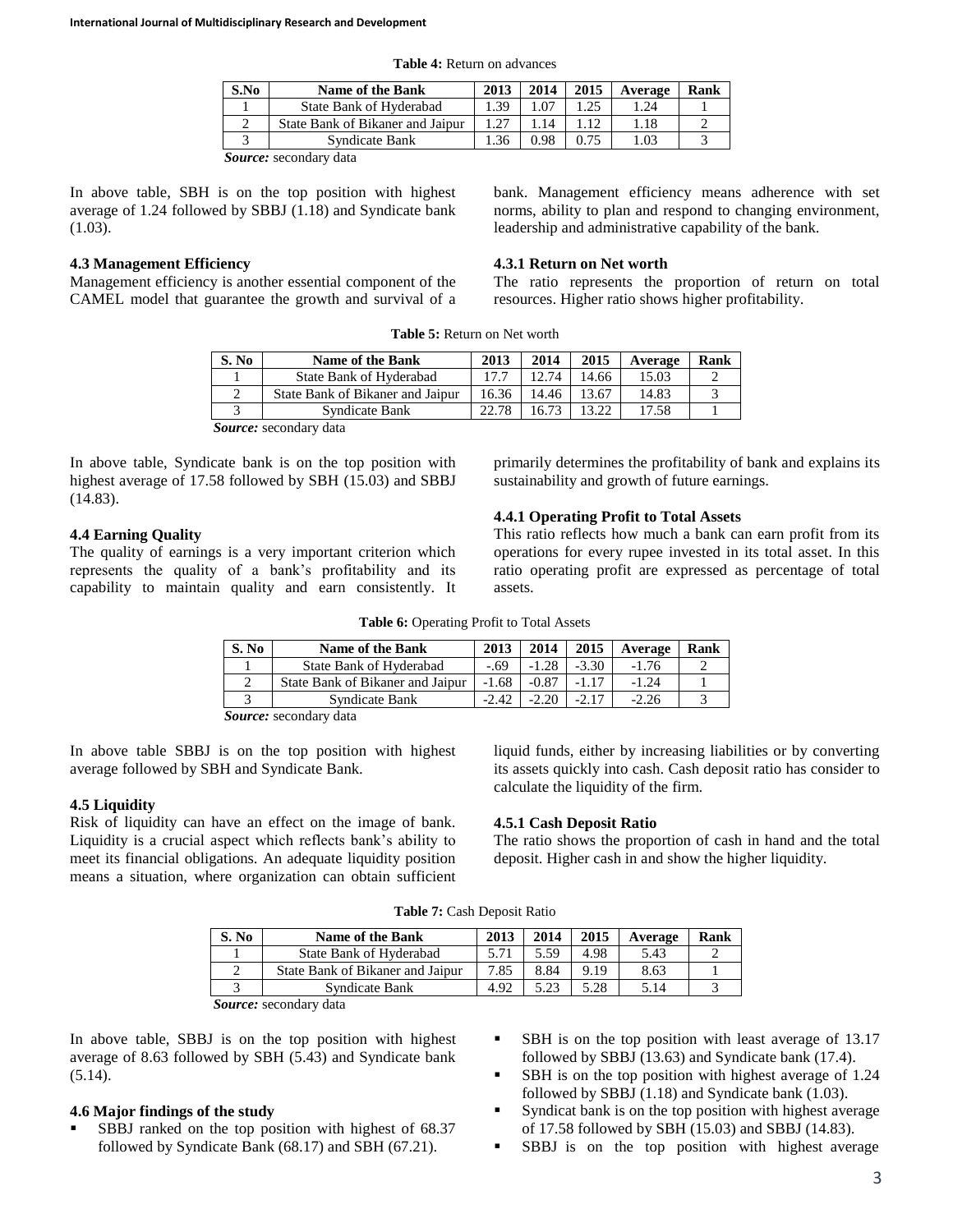**Table 4:** Return on advances

| S.No | Name of the Bank | 2013 | 2014 | 2015 | Average | Rank |
|---|---|---|---|---|---|---|
| 1 | State Bank of Hyderabad | 1.39 | 1.07 | 1.25 | 1.24 | 1 |
| 2 | State Bank of Bikaner and Jaipur | 1.27 | 1.14 | 1.12 | 1.18 | 2 |
| 3 | Syndicate Bank | 1.36 | 0.98 | 0.75 | 1.03 | 3 |

***Source:*** secondary data

In above table, SBH is on the top position with highest average of 1.24 followed by SBBJ (1.18) and Syndicate bank (1.03).

### 4.3 Management Efficiency

Management efficiency is another essential component of the CAMEL model that guarantee the growth and survival of a bank. Management efficiency means adherence with set norms, ability to plan and respond to changing environment, leadership and administrative capability of the bank.

#### 4.3.1 Return on Net worth

The ratio represents the proportion of return on total resources. Higher ratio shows higher profitability.

**Table 5:** Return on Net worth

| S. No | Name of the Bank | 2013 | 2014 | 2015 | Average | Rank |
|---|---|---|---|---|---|---|
| 1 | State Bank of Hyderabad | 17.7 | 12.74 | 14.66 | 15.03 | 2 |
| 2 | State Bank of Bikaner and Jaipur | 16.36 | 14.46 | 13.67 | 14.83 | 3 |
| 3 | Syndicate Bank | 22.78 | 16.73 | 13.22 | 17.58 | 1 |

***Source:*** secondary data

In above table, Syndicate bank is on the top position with highest average of 17.58 followed by SBH (15.03) and SBBJ (14.83).

### 4.4 Earning Quality

The quality of earnings is a very important criterion which represents the quality of a bank's profitability and its capability to maintain quality and earn consistently. It primarily determines the profitability of bank and explains its sustainability and growth of future earnings.

#### 4.4.1 Operating Profit to Total Assets

This ratio reflects how much a bank can earn profit from its operations for every rupee invested in its total asset. In this ratio operating profit are expressed as percentage of total assets.

**Table 6:** Operating Profit to Total Assets

| S. No | Name of the Bank | 2013 | 2014 | 2015 | Average | Rank |
|---|---|---|---|---|---|---|
| 1 | State Bank of Hyderabad | -.69 | -1.28 | -3.30 | -1.76 | 2 |
| 2 | State Bank of Bikaner and Jaipur | -1.68 | -0.87 | -1.17 | -1.24 | 1 |
| 3 | Syndicate Bank | -2.42 | -2.20 | -2.17 | -2.26 | 3 |

***Source:*** secondary data

In above table SBBJ is on the top position with highest average followed by SBH and Syndicate Bank.

### 4.5 Liquidity

Risk of liquidity can have an effect on the image of bank. Liquidity is a crucial aspect which reflects bank's ability to meet its financial obligations. An adequate liquidity position means a situation, where organization can obtain sufficient liquid funds, either by increasing liabilities or by converting its assets quickly into cash. Cash deposit ratio has consider to calculate the liquidity of the firm.

#### 4.5.1 Cash Deposit Ratio

The ratio shows the proportion of cash in hand and the total deposit. Higher cash in and show the higher liquidity.

**Table 7:** Cash Deposit Ratio

| S. No | Name of the Bank | 2013 | 2014 | 2015 | Average | Rank |
|---|---|---|---|---|---|---|
| 1 | State Bank of Hyderabad | 5.71 | 5.59 | 4.98 | 5.43 | 2 |
| 2 | State Bank of Bikaner and Jaipur | 7.85 | 8.84 | 9.19 | 8.63 | 1 |
| 3 | Syndicate Bank | 4.92 | 5.23 | 5.28 | 5.14 | 3 |

***Source:*** secondary data

In above table, SBBJ is on the top position with highest average of 8.63 followed by SBH (5.43) and Syndicate bank (5.14).

### 4.6 Major findings of the study

- SBBJ ranked on the top position with highest of 68.37 followed by Syndicate Bank (68.17) and SBH (67.21).
- SBH is on the top position with least average of 13.17 followed by SBBJ (13.63) and Syndicate bank (17.4).
- SBH is on the top position with highest average of 1.24 followed by SBBJ (1.18) and Syndicate bank (1.03).
- Syndicat bank is on the top position with highest average of 17.58 followed by SBH (15.03) and SBBJ (14.83).
- SBBJ is on the top position with highest average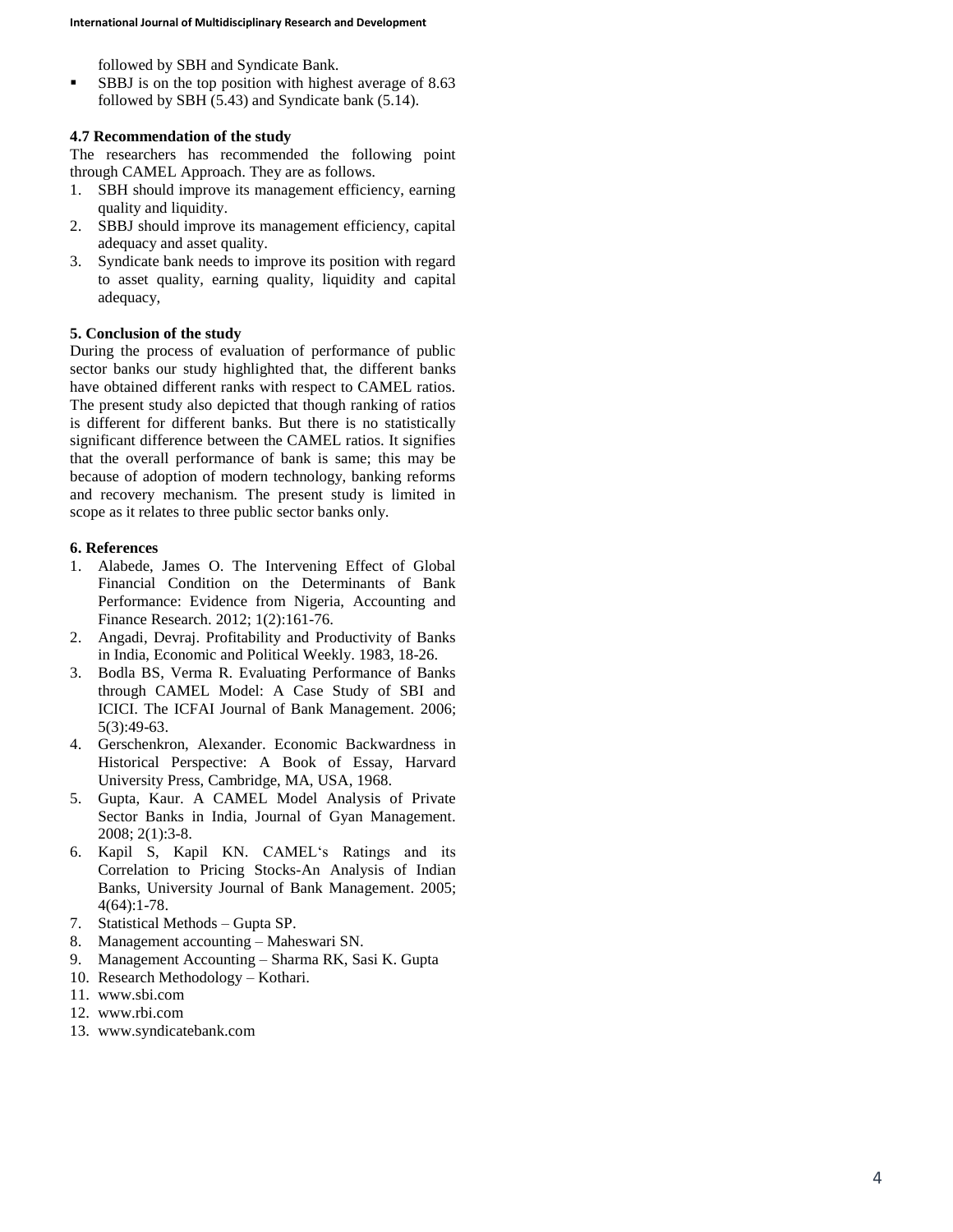followed by SBH and Syndicate Bank.

- SBBJ is on the top position with highest average of 8.63 followed by SBH (5.43) and Syndicate bank (5.14).

### 4.7 Recommendation of the study

The researchers has recommended the following point through CAMEL Approach. They are as follows.

1. SBH should improve its management efficiency, earning quality and liquidity.
2. SBBJ should improve its management efficiency, capital adequacy and asset quality.
3. Syndicate bank needs to improve its position with regard to asset quality, earning quality, liquidity and capital adequacy,

## 5. Conclusion of the study

During the process of evaluation of performance of public sector banks our study highlighted that, the different banks have obtained different ranks with respect to CAMEL ratios. The present study also depicted that though ranking of ratios is different for different banks. But there is no statistically significant difference between the CAMEL ratios. It signifies that the overall performance of bank is same; this may be because of adoption of modern technology, banking reforms and recovery mechanism. The present study is limited in scope as it relates to three public sector banks only.

## 6. References

1. Alabede, James O. The Intervening Effect of Global Financial Condition on the Determinants of Bank Performance: Evidence from Nigeria, Accounting and Finance Research. 2012; 1(2):161-76.
2. Angadi, Devraj. Profitability and Productivity of Banks in India, Economic and Political Weekly. 1983, 18-26.
3. Bodla BS, Verma R. Evaluating Performance of Banks through CAMEL Model: A Case Study of SBI and ICICI. The ICFAI Journal of Bank Management. 2006; 5(3):49-63.
4. Gerschenkron, Alexander. Economic Backwardness in Historical Perspective: A Book of Essay, Harvard University Press, Cambridge, MA, USA, 1968.
5. Gupta, Kaur. A CAMEL Model Analysis of Private Sector Banks in India, Journal of Gyan Management. 2008; 2(1):3-8.
6. Kapil S, Kapil KN. CAMEL's Ratings and its Correlation to Pricing Stocks-An Analysis of Indian Banks, University Journal of Bank Management. 2005; 4(64):1-78.
7. Statistical Methods – Gupta SP.
8. Management accounting – Maheswari SN.
9. Management Accounting – Sharma RK, Sasi K. Gupta
10. Research Methodology – Kothari.
11. www.sbi.com
12. www.rbi.com
13. www.syndicatebank.com